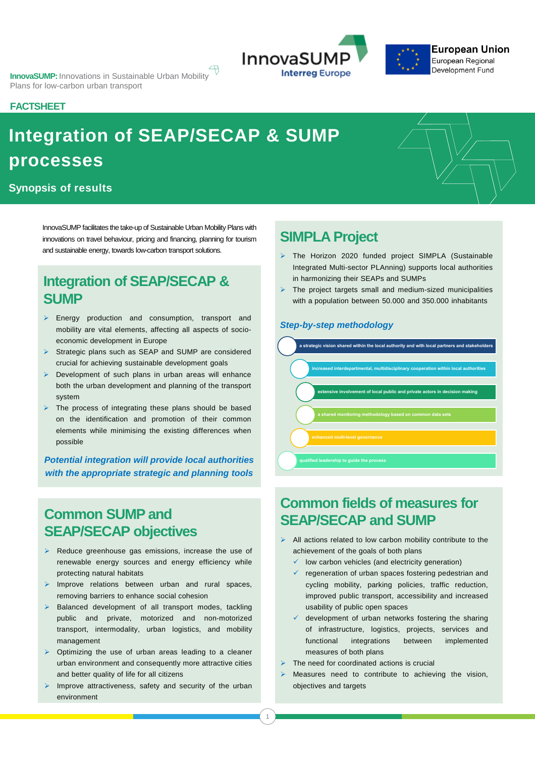**InnovaSUMP:** Innovations in Sustainable Urban Mobility Plans for low-carbon urban transport

InnovaSUMP
Interreg Europe

European Union
European Regional Development Fund

**FACTSHEET**

# Integration of SEAP/SECAP & SUMP processes

**Synopsis of results**

InnovaSUMP facilitates the take-up of Sustainable Urban Mobility Plans with innovations on travel behaviour, pricing and financing, planning for tourism and sustainable energy, towards low-carbon transport solutions.

## Integration of SEAP/SECAP & SUMP

- Energy production and consumption, transport and mobility are vital elements, affecting all aspects of socio-economic development in Europe
- Strategic plans such as SEAP and SUMP are considered crucial for achieving sustainable development goals
- Development of such plans in urban areas will enhance both the urban development and planning of the transport system
- The process of integrating these plans should be based on the identification and promotion of their common elements while minimising the existing differences when possible

***Potential integration will provide local authorities with the appropriate strategic and planning tools***

## Common SUMP and SEAP/SECAP objectives

- Reduce greenhouse gas emissions, increase the use of renewable energy sources and energy efficiency while protecting natural habitats
- Improve relations between urban and rural spaces, removing barriers to enhance social cohesion
- Balanced development of all transport modes, tackling public and private, motorized and non-motorized transport, intermodality, urban logistics, and mobility management
- Optimizing the use of urban areas leading to a cleaner urban environment and consequently more attractive cities and better quality of life for all citizens
- Improve attractiveness, safety and security of the urban environment

## SIMPLA Project

- The Horizon 2020 funded project SIMPLA (Sustainable Integrated Multi-sector PLAnning) supports local authorities in harmonizing their SEAPs and SUMPs
- The project targets small and medium-sized municipalities with a population between 50.000 and 350.000 inhabitants

### *Step-by-step methodology*

- a strategic vision shared within the local authority and with local partners and stakeholders
- increased interdepartmental, multidisciplinary cooperation within local authorities
- extensive involvement of local public and private actors in decision making
- a shared monitoring methodology based on common data sets
- enhanced multi-level governance
- qualified leadership to guide the process

## Common fields of measures for SEAP/SECAP and SUMP

- All actions related to low carbon mobility contribute to the achievement of the goals of both plans
  - ✓ low carbon vehicles (and electricity generation)
  - ✓ regeneration of urban spaces fostering pedestrian and cycling mobility, parking policies, traffic reduction, improved public transport, accessibility and increased usability of public open spaces
  - ✓ development of urban networks fostering the sharing of infrastructure, logistics, projects, services and functional integrations between implemented measures of both plans
- The need for coordinated actions is crucial
- Measures need to contribute to achieving the vision, objectives and targets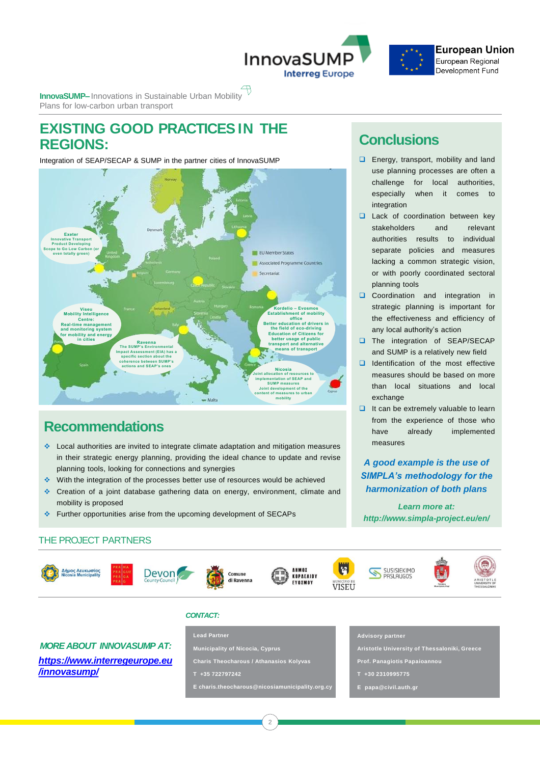**InnovaSUMP–** Innovations in Sustainable Urban Mobility Plans for low-carbon urban transport

# EXISTING GOOD PRACTICES IN THE REGIONS:

Integration of SEAP/SECAP & SUMP in the partner cities of InnovaSUMP

Exeter
Innovative Transport Product Developing Scope to Go Low Carbon (or even totally green)

Viseu
Mobility Intelligence Centre:
Real-time management and monitoring system for mobility and energy in cities

Ravenna
The SUMP's Environmental Impact Assessment (EIA) has a specific section about the coherence between SUMP's actions and SEAP's ones

Kordelio – Evosmos
Establishment of mobility office
Better education of drivers in the field of eco-driving
Education of Citizens for better usage of public transport and alternative means of transport

Nicosia
Joint allocation of resources to implementation of SEAP and SUMP measures
Joint development of the content of measures to urban mobility

EU Member States
Associated Programme Countries
Secretariat

## Recommendations

- Local authorities are invited to integrate climate adaptation and mitigation measures in their strategic energy planning, providing the ideal chance to update and revise planning tools, looking for connections and synergies
- With the integration of the processes better use of resources would be achieved
- Creation of a joint database gathering data on energy, environment, climate and mobility is proposed
- Further opportunities arise from the upcoming development of SECAPs

## Conclusions

- Energy, transport, mobility and land use planning processes are often a challenge for local authorities, especially when it comes to integration
- Lack of coordination between key stakeholders and relevant authorities results to individual separate policies and measures lacking a common strategic vision, or with poorly coordinated sectoral planning tools
- Coordination and integration in strategic planning is important for the effectiveness and efficiency of any local authority's action
- The integration of SEAP/SECAP and SUMP is a relatively new field
- Identification of the most effective measures should be based on more than local situations and local exchange
- It can be extremely valuable to learn from the experience of those who have already implemented measures

***A good example is the use of SIMPLA's methodology for the harmonization of both plans***

*Learn more at:*
*http://www.simpla-project.eu/en/*

## THE PROJECT PARTNERS

Δήμος Λευκωσίας Nicosia Municipality · PRAHA PRAGUE PRAGA PRAG · Devon County Council · Comune di Ravenna · ΔΗΜΟΣ ΚΟΡΔΕΛΙΟΥ ΕΥΟΣΜΟΥ · Município de VISEU · SUSISIEKIMO PASLAUGOS · Aristotle University of Thessaloniki

***MORE ABOUT INNOVASUMP AT:***
[***https://www.interregeurope.eu/innovasump/***](https://www.interregeurope.eu/innovasump/)

***CONTACT:***

Lead Partner
Municipality of Nicosia, Cyprus
Charis Theocharous / Athanasios Kolyvas
T +35 722797242
E charis.theocharous@nicosiamunicipality.org.cy

Advisory partner
Aristotle University of Thessaloniki, Greece
Prof. Panagiotis Papaioannou
T +30 2310995775
E papa@civil.auth.gr